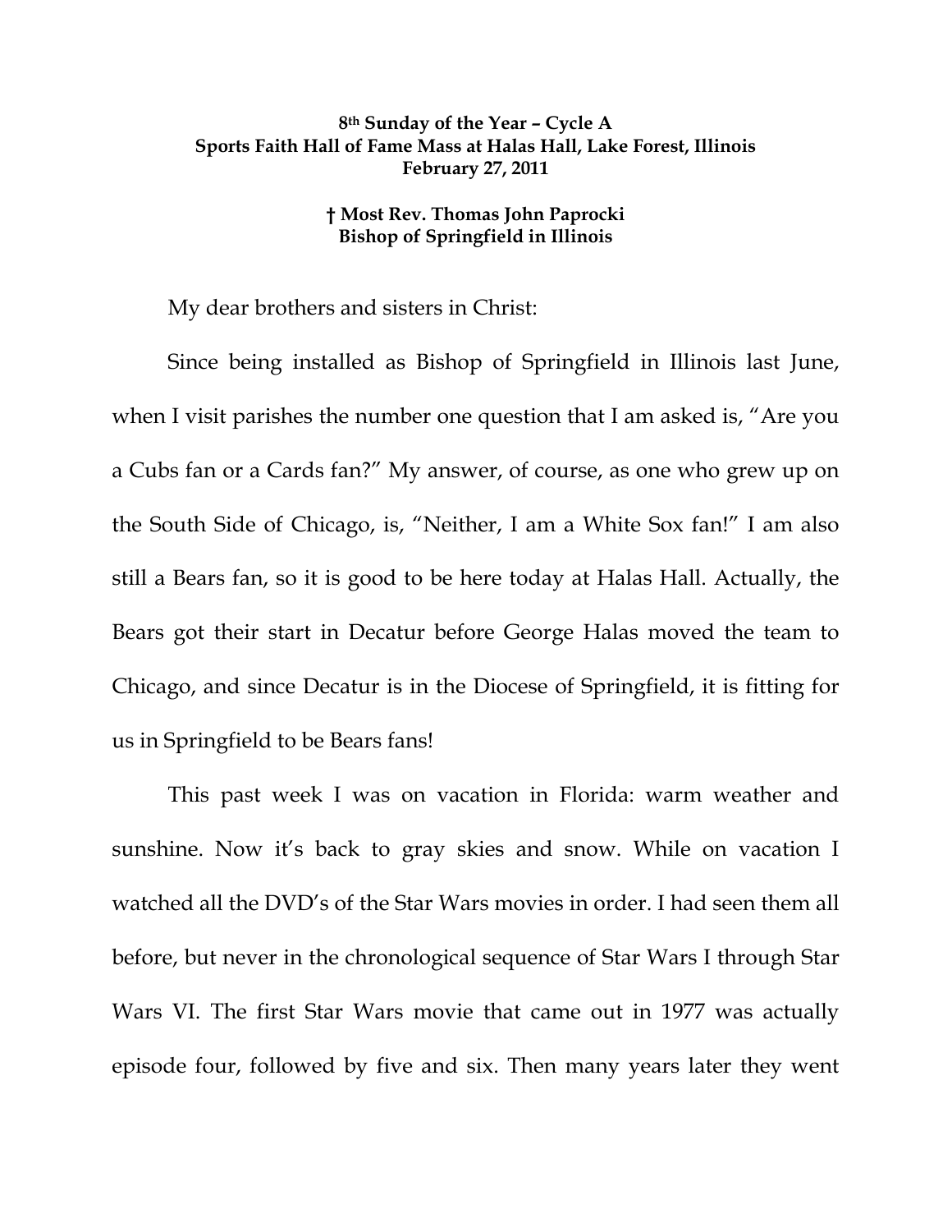**8th Sunday of the Year – Cycle A**
**Sports Faith Hall of Fame Mass at Halas Hall, Lake Forest, Illinois**
**February 27, 2011**

**† Most Rev. Thomas John Paprocki**
**Bishop of Springfield in Illinois**

My dear brothers and sisters in Christ:

Since being installed as Bishop of Springfield in Illinois last June, when I visit parishes the number one question that I am asked is, "Are you a Cubs fan or a Cards fan?" My answer, of course, as one who grew up on the South Side of Chicago, is, "Neither, I am a White Sox fan!" I am also still a Bears fan, so it is good to be here today at Halas Hall. Actually, the Bears got their start in Decatur before George Halas moved the team to Chicago, and since Decatur is in the Diocese of Springfield, it is fitting for us in Springfield to be Bears fans!

This past week I was on vacation in Florida: warm weather and sunshine. Now it's back to gray skies and snow. While on vacation I watched all the DVD's of the Star Wars movies in order. I had seen them all before, but never in the chronological sequence of Star Wars I through Star Wars VI. The first Star Wars movie that came out in 1977 was actually episode four, followed by five and six. Then many years later they went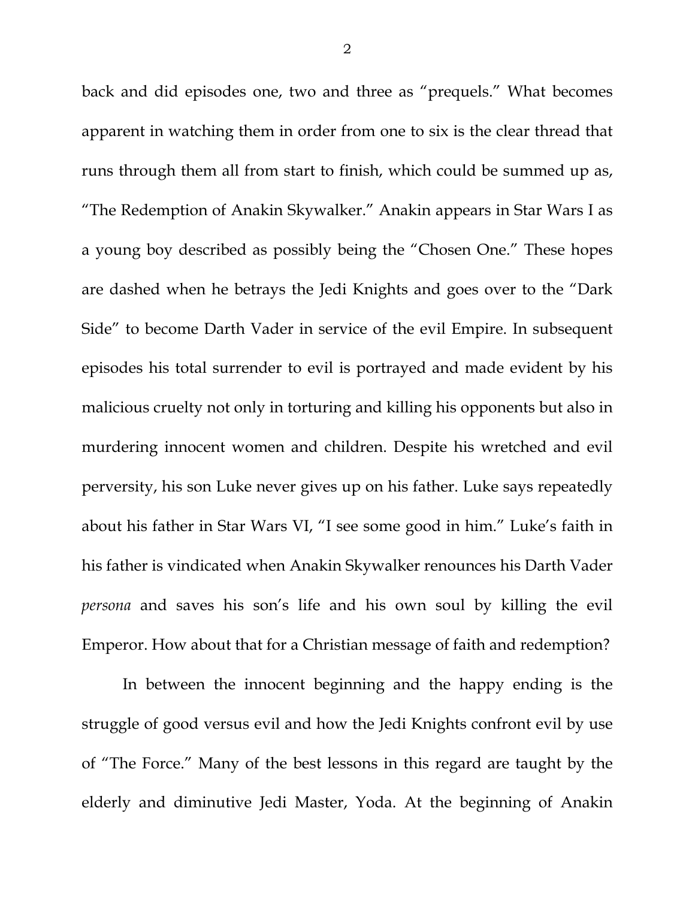back and did episodes one, two and three as "prequels." What becomes apparent in watching them in order from one to six is the clear thread that runs through them all from start to finish, which could be summed up as, "The Redemption of Anakin Skywalker." Anakin appears in Star Wars I as a young boy described as possibly being the "Chosen One." These hopes are dashed when he betrays the Jedi Knights and goes over to the "Dark Side" to become Darth Vader in service of the evil Empire. In subsequent episodes his total surrender to evil is portrayed and made evident by his malicious cruelty not only in torturing and killing his opponents but also in murdering innocent women and children. Despite his wretched and evil perversity, his son Luke never gives up on his father. Luke says repeatedly about his father in Star Wars VI, "I see some good in him." Luke's faith in his father is vindicated when Anakin Skywalker renounces his Darth Vader *persona* and saves his son's life and his own soul by killing the evil Emperor. How about that for a Christian message of faith and redemption?

In between the innocent beginning and the happy ending is the struggle of good versus evil and how the Jedi Knights confront evil by use of "The Force." Many of the best lessons in this regard are taught by the elderly and diminutive Jedi Master, Yoda. At the beginning of Anakin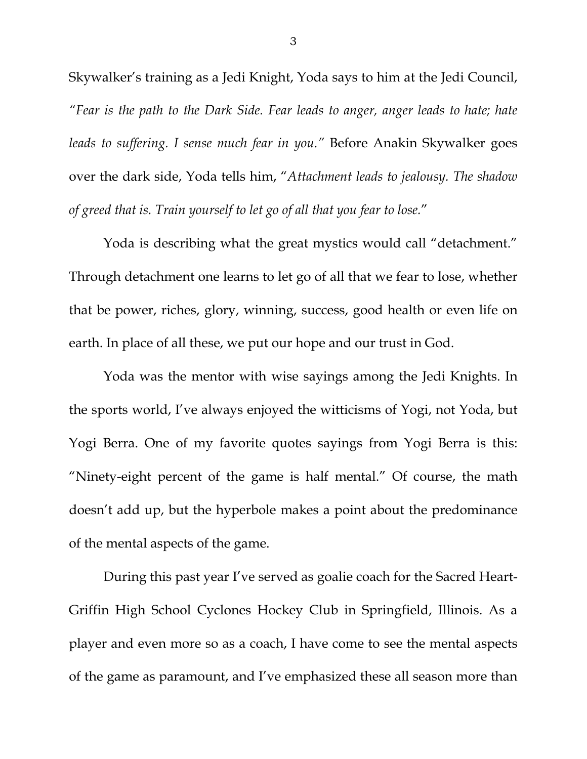Skywalker's training as a Jedi Knight, Yoda says to him at the Jedi Council, *"Fear is the path to the Dark Side. Fear leads to anger, anger leads to hate; hate leads to suffering. I sense much fear in you."* Before Anakin Skywalker goes over the dark side, Yoda tells him, "*Attachment leads to jealousy. The shadow of greed that is. Train yourself to let go of all that you fear to lose.*"

Yoda is describing what the great mystics would call "detachment." Through detachment one learns to let go of all that we fear to lose, whether that be power, riches, glory, winning, success, good health or even life on earth. In place of all these, we put our hope and our trust in God.

Yoda was the mentor with wise sayings among the Jedi Knights. In the sports world, I've always enjoyed the witticisms of Yogi, not Yoda, but Yogi Berra. One of my favorite quotes sayings from Yogi Berra is this: "Ninety-eight percent of the game is half mental." Of course, the math doesn't add up, but the hyperbole makes a point about the predominance of the mental aspects of the game.

During this past year I've served as goalie coach for the Sacred Heart-Griffin High School Cyclones Hockey Club in Springfield, Illinois. As a player and even more so as a coach, I have come to see the mental aspects of the game as paramount, and I've emphasized these all season more than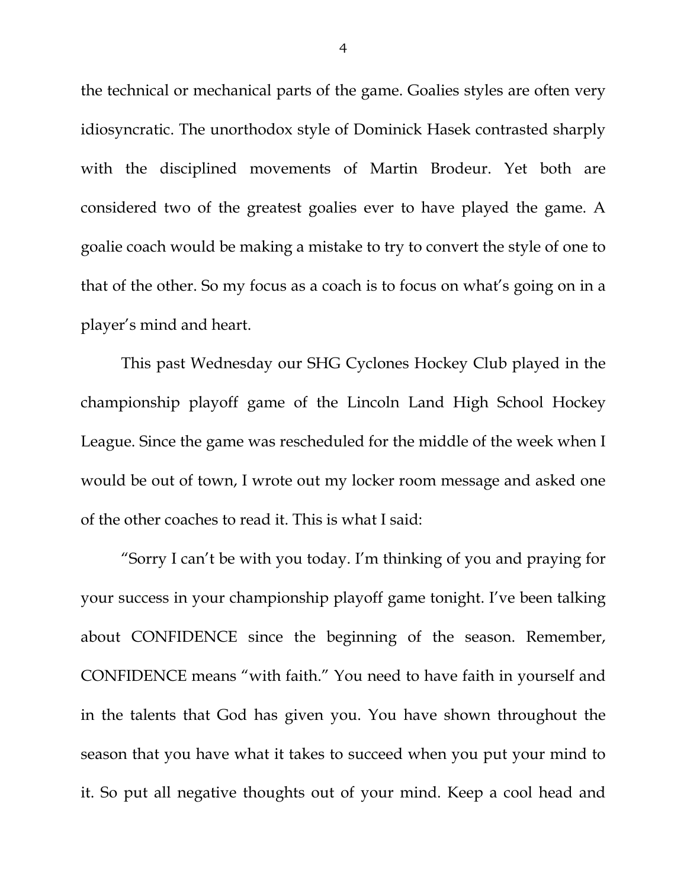the technical or mechanical parts of the game. Goalies styles are often very idiosyncratic. The unorthodox style of Dominick Hasek contrasted sharply with the disciplined movements of Martin Brodeur. Yet both are considered two of the greatest goalies ever to have played the game. A goalie coach would be making a mistake to try to convert the style of one to that of the other. So my focus as a coach is to focus on what's going on in a player's mind and heart.

This past Wednesday our SHG Cyclones Hockey Club played in the championship playoff game of the Lincoln Land High School Hockey League. Since the game was rescheduled for the middle of the week when I would be out of town, I wrote out my locker room message and asked one of the other coaches to read it. This is what I said:

"Sorry I can't be with you today. I'm thinking of you and praying for your success in your championship playoff game tonight. I've been talking about CONFIDENCE since the beginning of the season. Remember, CONFIDENCE means "with faith." You need to have faith in yourself and in the talents that God has given you. You have shown throughout the season that you have what it takes to succeed when you put your mind to it. So put all negative thoughts out of your mind. Keep a cool head and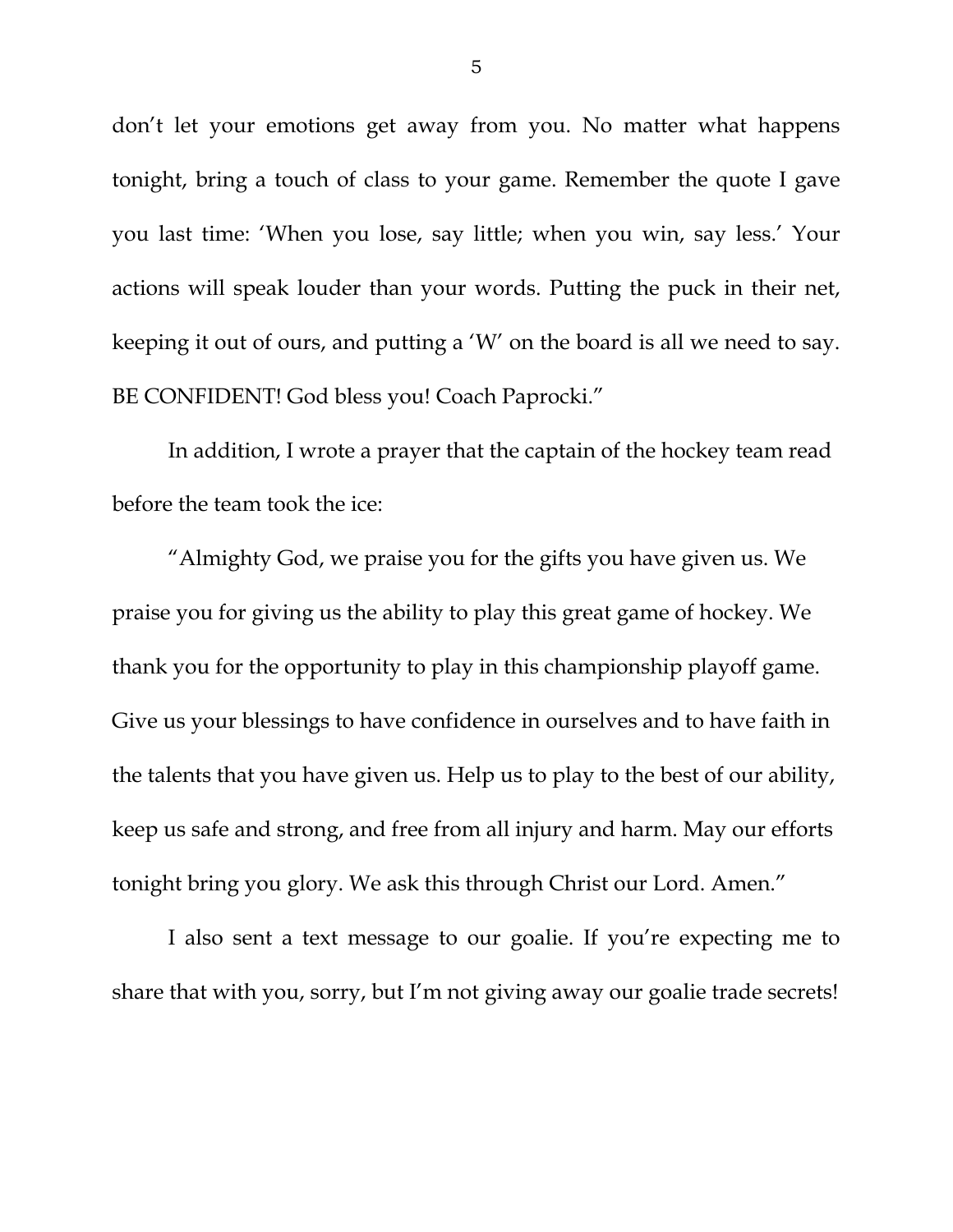don’t let your emotions get away from you. No matter what happens tonight, bring a touch of class to your game. Remember the quote I gave you last time: ‘When you lose, say little; when you win, say less.’ Your actions will speak louder than your words. Putting the puck in their net, keeping it out of ours, and putting a ‘W’ on the board is all we need to say. BE CONFIDENT! God bless you! Coach Paprocki.”

In addition, I wrote a prayer that the captain of the hockey team read before the team took the ice:

“Almighty God, we praise you for the gifts you have given us. We praise you for giving us the ability to play this great game of hockey. We thank you for the opportunity to play in this championship playoff game. Give us your blessings to have confidence in ourselves and to have faith in the talents that you have given us. Help us to play to the best of our ability, keep us safe and strong, and free from all injury and harm. May our efforts tonight bring you glory. We ask this through Christ our Lord. Amen.”

I also sent a text message to our goalie. If you’re expecting me to share that with you, sorry, but I’m not giving away our goalie trade secrets!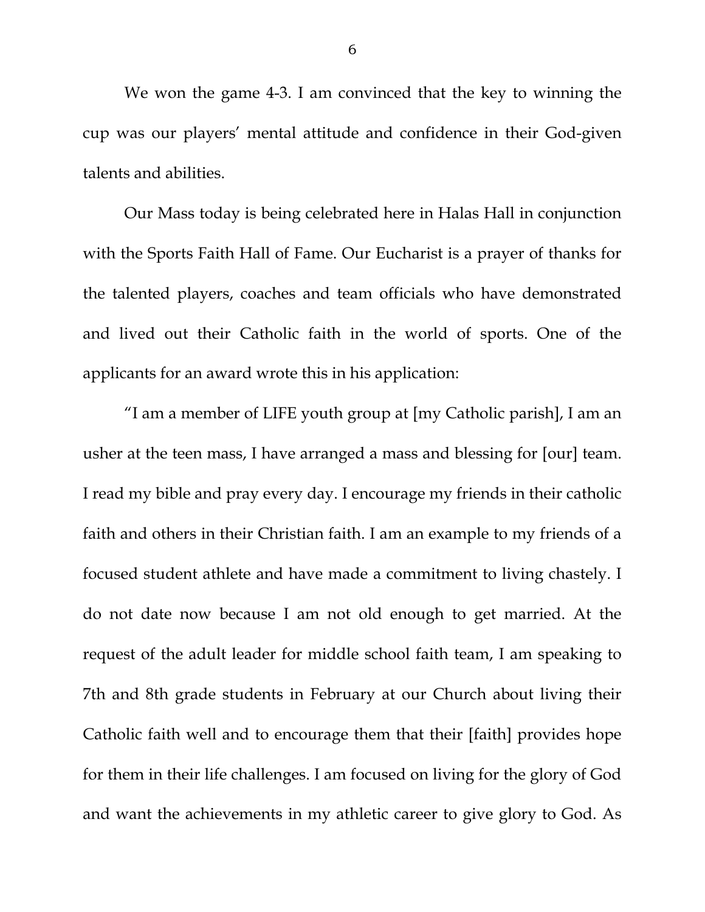We won the game 4-3. I am convinced that the key to winning the cup was our players' mental attitude and confidence in their God-given talents and abilities.

Our Mass today is being celebrated here in Halas Hall in conjunction with the Sports Faith Hall of Fame. Our Eucharist is a prayer of thanks for the talented players, coaches and team officials who have demonstrated and lived out their Catholic faith in the world of sports. One of the applicants for an award wrote this in his application:

"I am a member of LIFE youth group at [my Catholic parish], I am an usher at the teen mass, I have arranged a mass and blessing for [our] team. I read my bible and pray every day. I encourage my friends in their catholic faith and others in their Christian faith. I am an example to my friends of a focused student athlete and have made a commitment to living chastely. I do not date now because I am not old enough to get married. At the request of the adult leader for middle school faith team, I am speaking to 7th and 8th grade students in February at our Church about living their Catholic faith well and to encourage them that their [faith] provides hope for them in their life challenges. I am focused on living for the glory of God and want the achievements in my athletic career to give glory to God. As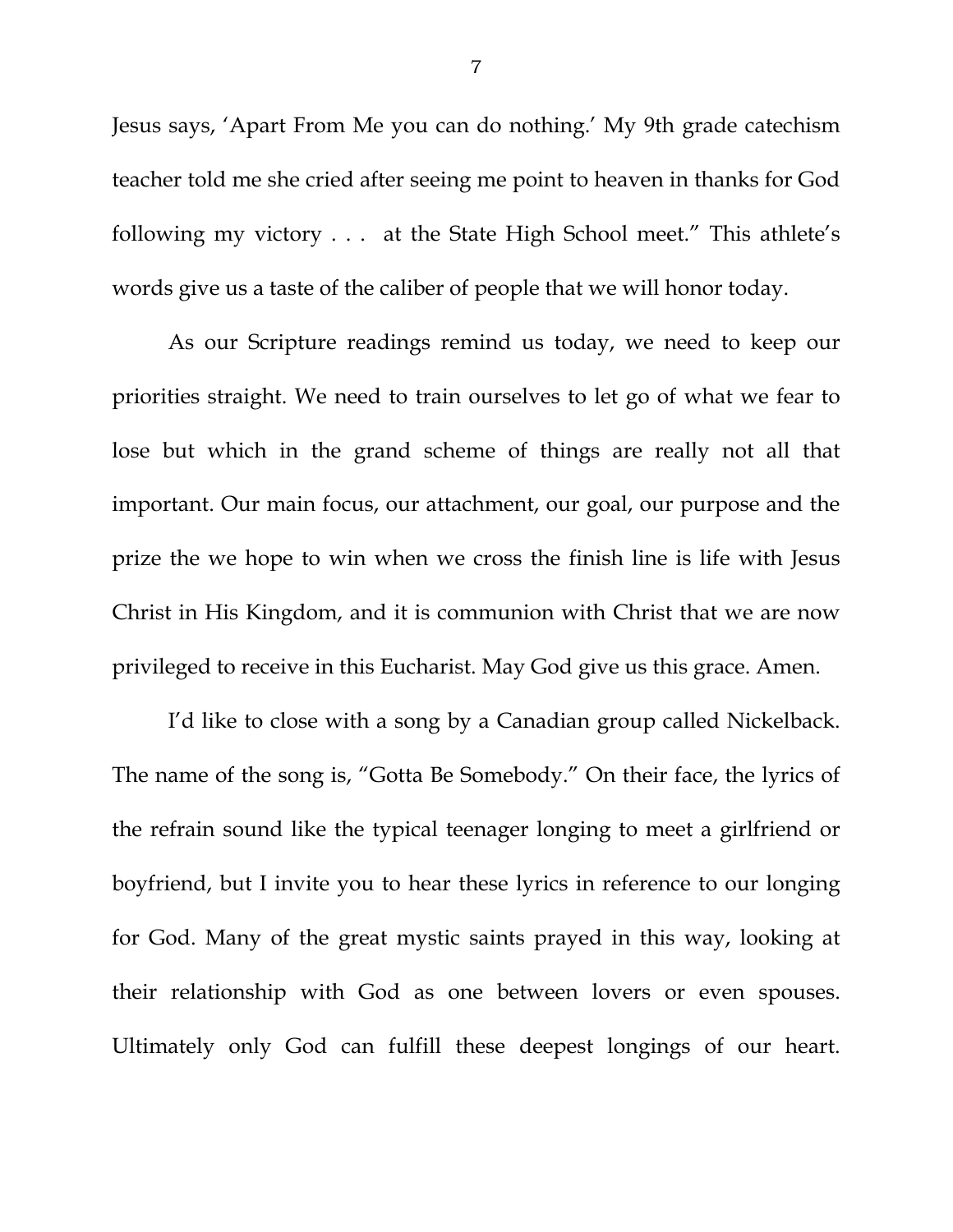Jesus says, 'Apart From Me you can do nothing.' My 9th grade catechism teacher told me she cried after seeing me point to heaven in thanks for God following my victory . . . at the State High School meet." This athlete's words give us a taste of the caliber of people that we will honor today.

As our Scripture readings remind us today, we need to keep our priorities straight. We need to train ourselves to let go of what we fear to lose but which in the grand scheme of things are really not all that important. Our main focus, our attachment, our goal, our purpose and the prize the we hope to win when we cross the finish line is life with Jesus Christ in His Kingdom, and it is communion with Christ that we are now privileged to receive in this Eucharist. May God give us this grace. Amen.

I'd like to close with a song by a Canadian group called Nickelback. The name of the song is, "Gotta Be Somebody." On their face, the lyrics of the refrain sound like the typical teenager longing to meet a girlfriend or boyfriend, but I invite you to hear these lyrics in reference to our longing for God. Many of the great mystic saints prayed in this way, looking at their relationship with God as one between lovers or even spouses. Ultimately only God can fulfill these deepest longings of our heart.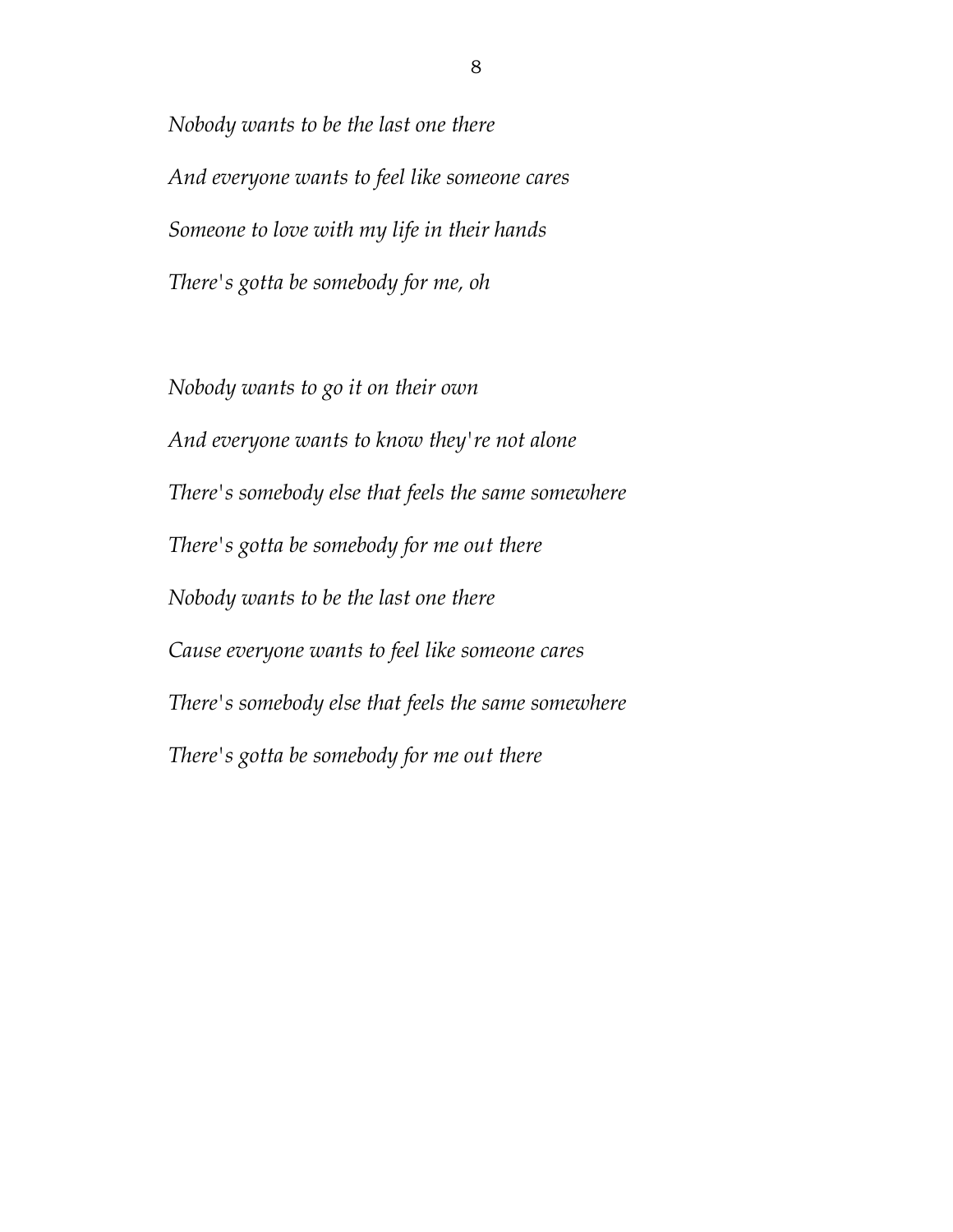*Nobody wants to be the last one there*

*And everyone wants to feel like someone cares*

*Someone to love with my life in their hands*

*There's gotta be somebody for me, oh*

*Nobody wants to go it on their own*

*And everyone wants to know they're not alone*

*There's somebody else that feels the same somewhere*

*There's gotta be somebody for me out there*

*Nobody wants to be the last one there*

*Cause everyone wants to feel like someone cares*

*There's somebody else that feels the same somewhere*

*There's gotta be somebody for me out there*